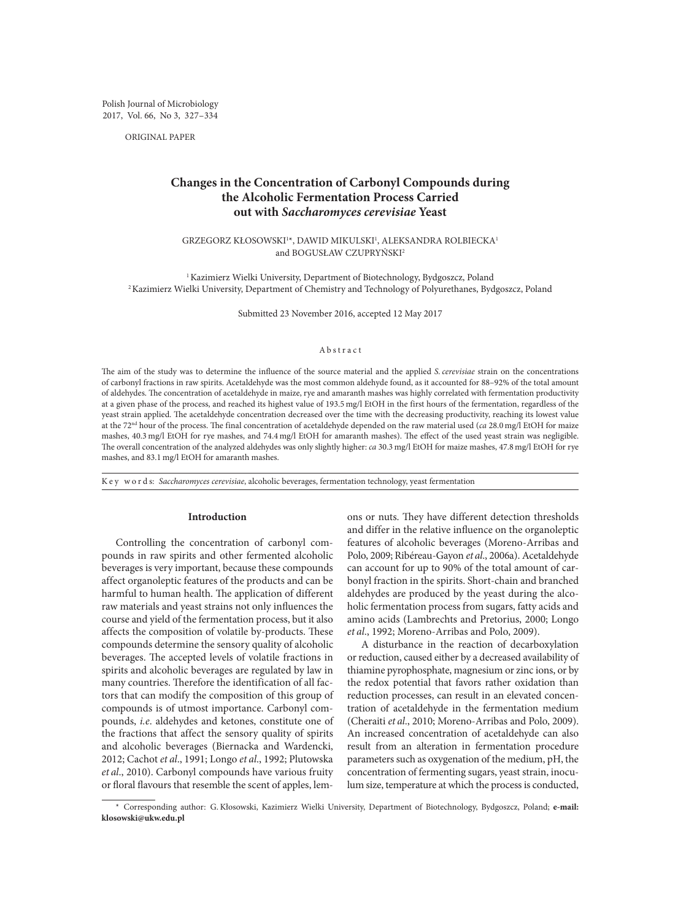Polish Journal of Microbiology
2017, Vol. 66, No 3, 327–334

ORIGINAL PAPER

# Changes in the Concentration of Carbonyl Compounds during the Alcoholic Fermentation Process Carried out with *Saccharomyces cerevisiae* Yeast

GRZEGORZ KŁOSOWSKI[1]*, DAWID MIKULSKI[1], ALEKSANDRA ROLBIECKA[1] and BOGUSŁAW CZUPRYŃSKI[2]

[1] Kazimierz Wielki University, Department of Biotechnology, Bydgoszcz, Poland
[2] Kazimierz Wielki University, Department of Chemistry and Technology of Polyurethanes, Bydgoszcz, Poland

Submitted 23 November 2016, accepted 12 May 2017

## Abstract

The aim of the study was to determine the influence of the source material and the applied *S. cerevisiae* strain on the concentrations of carbonyl fractions in raw spirits. Acetaldehyde was the most common aldehyde found, as it accounted for 88–92% of the total amount of aldehydes. The concentration of acetaldehyde in maize, rye and amaranth mashes was highly correlated with fermentation productivity at a given phase of the process, and reached its highest value of 193.5 mg/l EtOH in the first hours of the fermentation, regardless of the yeast strain applied. The acetaldehyde concentration decreased over the time with the decreasing productivity, reaching its lowest value at the 72[nd] hour of the process. The final concentration of acetaldehyde depended on the raw material used (*ca* 28.0 mg/l EtOH for maize mashes, 40.3 mg/l EtOH for rye mashes, and 74.4 mg/l EtOH for amaranth mashes). The effect of the used yeast strain was negligible. The overall concentration of the analyzed aldehydes was only slightly higher: *ca* 30.3 mg/l EtOH for maize mashes, 47.8 mg/l EtOH for rye mashes, and 83.1 mg/l EtOH for amaranth mashes.

Key words: *Saccharomyces cerevisiae*, alcoholic beverages, fermentation technology, yeast fermentation

## Introduction

Controlling the concentration of carbonyl compounds in raw spirits and other fermented alcoholic beverages is very important, because these compounds affect organoleptic features of the products and can be harmful to human health. The application of different raw materials and yeast strains not only influences the course and yield of the fermentation process, but it also affects the composition of volatile by-products. These compounds determine the sensory quality of alcoholic beverages. The accepted levels of volatile fractions in spirits and alcoholic beverages are regulated by law in many countries. Therefore the identification of all factors that can modify the composition of this group of compounds is of utmost importance. Carbonyl compounds, *i.e.* aldehydes and ketones, constitute one of the fractions that affect the sensory quality of spirits and alcoholic beverages (Biernacka and Wardencki, 2012; Cachot *et al.*, 1991; Longo *et al.*, 1992; Plutowska *et al.*, 2010). Carbonyl compounds have various fruity or floral flavours that resemble the scent of apples, lemons or nuts. They have different detection thresholds and differ in the relative influence on the organoleptic features of alcoholic beverages (Moreno-Arribas and Polo, 2009; Ribéreau-Gayon *et al.*, 2006a). Acetaldehyde can account for up to 90% of the total amount of carbonyl fraction in the spirits. Short-chain and branched aldehydes are produced by the yeast during the alcoholic fermentation process from sugars, fatty acids and amino acids (Lambrechts and Pretorius, 2000; Longo *et al.*, 1992; Moreno-Arribas and Polo, 2009).

A disturbance in the reaction of decarboxylation or reduction, caused either by a decreased availability of thiamine pyrophosphate, magnesium or zinc ions, or by the redox potential that favors rather oxidation than reduction processes, can result in an elevated concentration of acetaldehyde in the fermentation medium (Cheraiti *et al.*, 2010; Moreno-Arribas and Polo, 2009). An increased concentration of acetaldehyde can also result from an alteration in fermentation procedure parameters such as oxygenation of the medium, pH, the concentration of fermenting sugars, yeast strain, inoculum size, temperature at which the process is conducted,

* Corresponding author: G. Kłosowski, Kazimierz Wielki University, Department of Biotechnology, Bydgoszcz, Poland; **e-mail: klosowski@ukw.edu.pl**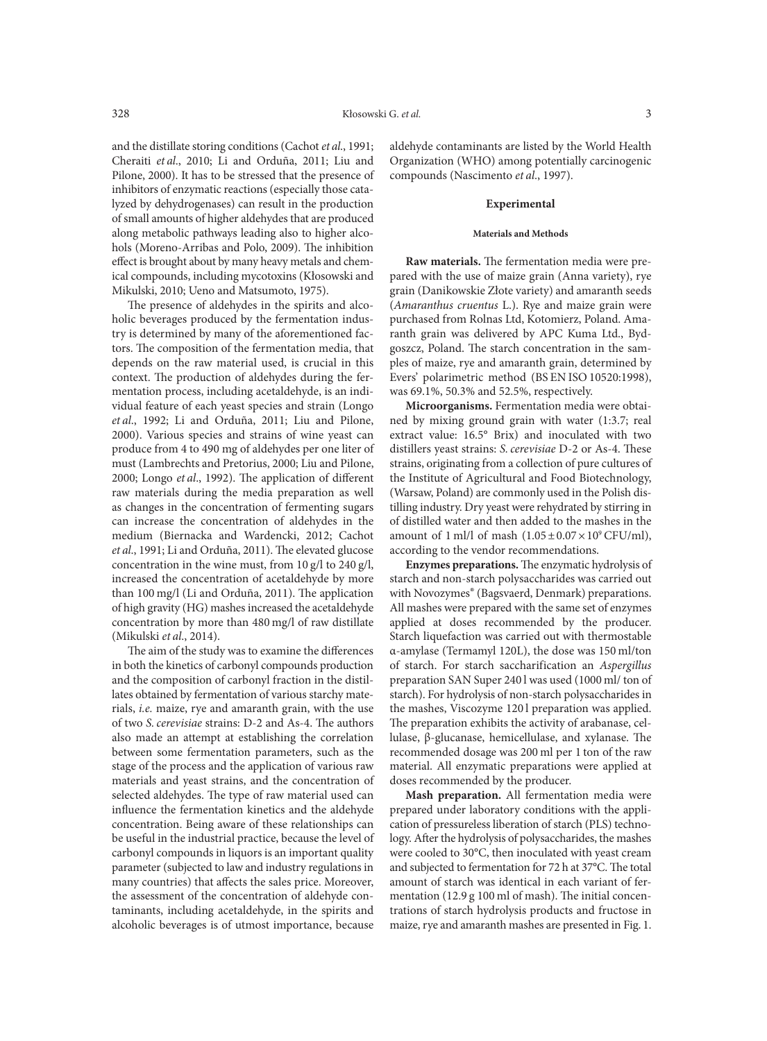and the distillate storing conditions (Cachot *et al*., 1991; Cheraiti *et al*., 2010; Li and Orduña, 2011; Liu and Pilone, 2000). It has to be stressed that the presence of inhibitors of enzymatic reactions (especially those catalyzed by dehydrogenases) can result in the production of small amounts of higher aldehydes that are produced along metabolic pathways leading also to higher alcohols (Moreno-Arribas and Polo, 2009). The inhibition effect is brought about by many heavy metals and chemical compounds, including mycotoxins (Kłosowski and Mikulski, 2010; Ueno and Matsumoto, 1975).

The presence of aldehydes in the spirits and alcoholic beverages produced by the fermentation industry is determined by many of the aforementioned factors. The composition of the fermentation media, that depends on the raw material used, is crucial in this context. The production of aldehydes during the fermentation process, including acetaldehyde, is an individual feature of each yeast species and strain (Longo *et al*., 1992; Li and Orduña, 2011; Liu and Pilone, 2000). Various species and strains of wine yeast can produce from 4 to 490 mg of aldehydes per one liter of must (Lambrechts and Pretorius, 2000; Liu and Pilone, 2000; Longo *et al*., 1992). The application of different raw materials during the media preparation as well as changes in the concentration of fermenting sugars can increase the concentration of aldehydes in the medium (Biernacka and Wardencki, 2012; Cachot *et al*., 1991; Li and Orduña, 2011). The elevated glucose concentration in the wine must, from 10 g/l to 240 g/l, increased the concentration of acetaldehyde by more than 100 mg/l (Li and Orduña, 2011). The application of high gravity (HG) mashes increased the acetaldehyde concentration by more than 480 mg/l of raw distillate (Mikulski *et al*., 2014).

The aim of the study was to examine the differences in both the kinetics of carbonyl compounds production and the composition of carbonyl fraction in the distillates obtained by fermentation of various starchy materials, *i.e.* maize, rye and amaranth grain, with the use of two *S. cerevisiae* strains: D-2 and As-4. The authors also made an attempt at establishing the correlation between some fermentation parameters, such as the stage of the process and the application of various raw materials and yeast strains, and the concentration of selected aldehydes. The type of raw material used can influence the fermentation kinetics and the aldehyde concentration. Being aware of these relationships can be useful in the industrial practice, because the level of carbonyl compounds in liquors is an important quality parameter (subjected to law and industry regulations in many countries) that affects the sales price. Moreover, the assessment of the concentration of aldehyde contaminants, including acetaldehyde, in the spirits and alcoholic beverages is of utmost importance, because aldehyde contaminants are listed by the World Health Organization (WHO) among potentially carcinogenic compounds (Nascimento *et al*., 1997).

## Experimental

### Materials and Methods

**Raw materials.** The fermentation media were prepared with the use of maize grain (Anna variety), rye grain (Danikowskie Złote variety) and amaranth seeds (*Amaranthus cruentus* L.). Rye and maize grain were purchased from Rolnas Ltd, Kotomierz, Poland. Amaranth grain was delivered by APC Kuma Ltd., Bydgoszcz, Poland. The starch concentration in the samples of maize, rye and amaranth grain, determined by Evers' polarimetric method (BS EN ISO 10520:1998), was 69.1%, 50.3% and 52.5%, respectively.

**Microorganisms.** Fermentation media were obtained by mixing ground grain with water (1:3.7; real extract value: 16.5° Brix) and inoculated with two distillers yeast strains: *S. cerevisiae* D-2 or As-4. These strains, originating from a collection of pure cultures of the Institute of Agricultural and Food Biotechnology, (Warsaw, Poland) are commonly used in the Polish distilling industry. Dry yeast were rehydrated by stirring in of distilled water and then added to the mashes in the amount of 1 ml/l of mash ($1.05 \pm 0.07 \times 10^9$ CFU/ml), according to the vendor recommendations.

**Enzymes preparations.** The enzymatic hydrolysis of starch and non-starch polysaccharides was carried out with Novozymes® (Bagsvaerd, Denmark) preparations. All mashes were prepared with the same set of enzymes applied at doses recommended by the producer. Starch liquefaction was carried out with thermostable α-amylase (Termamyl 120L), the dose was 150 ml/ton of starch. For starch saccharification an *Aspergillus* preparation SAN Super 240 l was used (1000 ml/ ton of starch). For hydrolysis of non-starch polysaccharides in the mashes, Viscozyme 120 l preparation was applied. The preparation exhibits the activity of arabanase, cellulase, β-glucanase, hemicellulase, and xylanase. The recommended dosage was 200 ml per 1 ton of the raw material. All enzymatic preparations were applied at doses recommended by the producer.

**Mash preparation.** All fermentation media were prepared under laboratory conditions with the application of pressureless liberation of starch (PLS) technology. After the hydrolysis of polysaccharides, the mashes were cooled to 30°C, then inoculated with yeast cream and subjected to fermentation for 72 h at 37°C. The total amount of starch was identical in each variant of fermentation (12.9 g 100 ml of mash). The initial concentrations of starch hydrolysis products and fructose in maize, rye and amaranth mashes are presented in Fig. 1.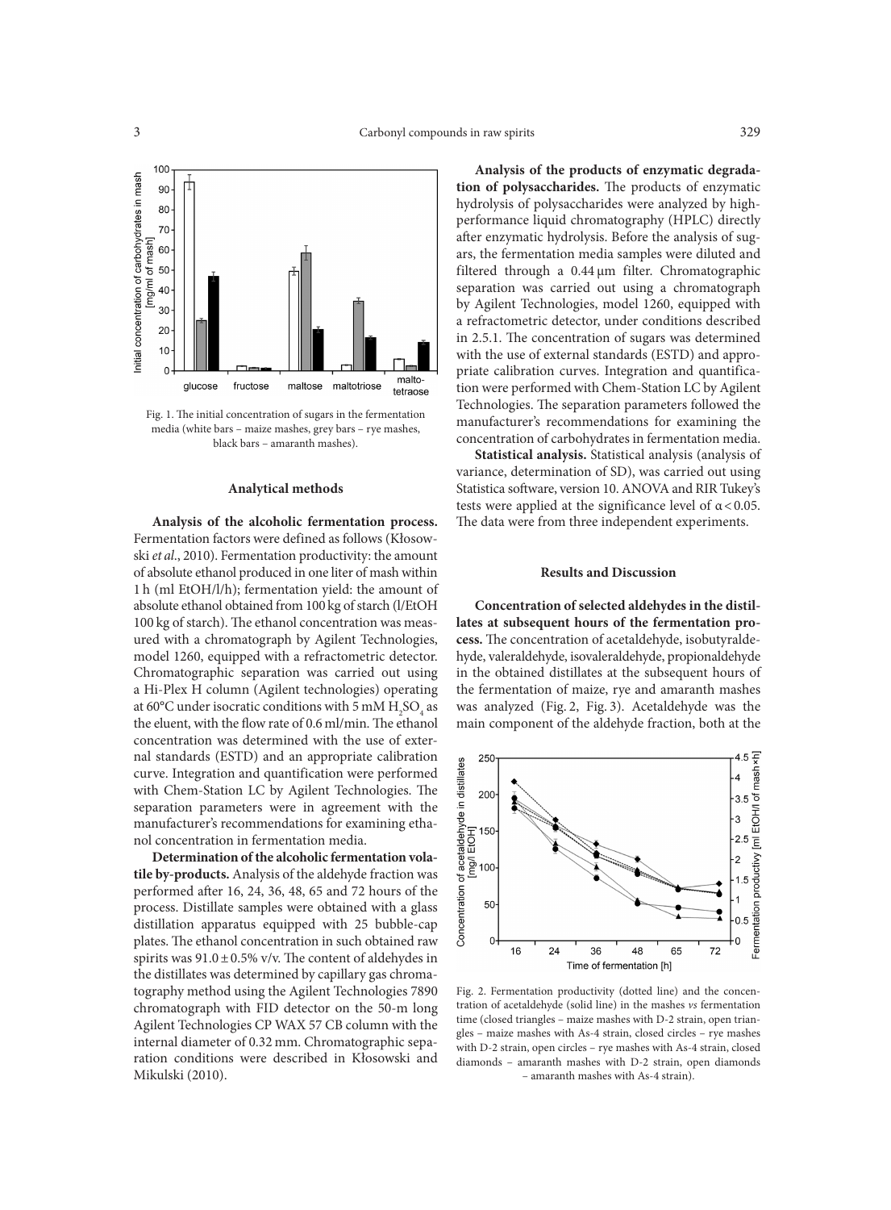Fig. 1. The initial concentration of sugars in the fermentation media (white bars – maize mashes, grey bars – rye mashes, black bars – amaranth mashes).

### Analytical methods

**Analysis of the alcoholic fermentation process.** Fermentation factors were defined as follows (Kłosowski *et al*., 2010). Fermentation productivity: the amount of absolute ethanol produced in one liter of mash within 1 h (ml EtOH/l/h); fermentation yield: the amount of absolute ethanol obtained from 100 kg of starch (l/EtOH 100 kg of starch). The ethanol concentration was measured with a chromatograph by Agilent Technologies, model 1260, equipped with a refractometric detector. Chromatographic separation was carried out using a Hi-Plex H column (Agilent technologies) operating at 60°C under isocratic conditions with 5 mM $H_2SO_4$ as the eluent, with the flow rate of 0.6 ml/min. The ethanol concentration was determined with the use of external standards (ESTD) and an appropriate calibration curve. Integration and quantification were performed with Chem-Station LC by Agilent Technologies. The separation parameters were in agreement with the manufacturer's recommendations for examining ethanol concentration in fermentation media.

**Determination of the alcoholic fermentation volatile by-products.** Analysis of the aldehyde fraction was performed after 16, 24, 36, 48, 65 and 72 hours of the process. Distillate samples were obtained with a glass distillation apparatus equipped with 25 bubble-cap plates. The ethanol concentration in such obtained raw spirits was 91.0 ± 0.5% v/v. The content of aldehydes in the distillates was determined by capillary gas chromatography method using the Agilent Technologies 7890 chromatograph with FID detector on the 50-m long Agilent Technologies CP WAX 57 CB column with the internal diameter of 0.32 mm. Chromatographic separation conditions were described in Kłosowski and Mikulski (2010).

**Analysis of the products of enzymatic degradation of polysaccharides.** The products of enzymatic hydrolysis of polysaccharides were analyzed by high-performance liquid chromatography (HPLC) directly after enzymatic hydrolysis. Before the analysis of sugars, the fermentation media samples were diluted and filtered through a 0.44 µm filter. Chromatographic separation was carried out using a chromatograph by Agilent Technologies, model 1260, equipped with a refractometric detector, under conditions described in 2.5.1. The concentration of sugars was determined with the use of external standards (ESTD) and appropriate calibration curves. Integration and quantification were performed with Chem-Station LC by Agilent Technologies. The separation parameters followed the manufacturer's recommendations for examining the concentration of carbohydrates in fermentation media.

**Statistical analysis.** Statistical analysis (analysis of variance, determination of SD), was carried out using Statistica software, version 10. ANOVA and RIR Tukey's tests were applied at the significance level of $\alpha < 0.05$. The data were from three independent experiments.

### Results and Discussion

**Concentration of selected aldehydes in the distillates at subsequent hours of the fermentation process.** The concentration of acetaldehyde, isobutyraldehyde, valeraldehyde, isovaleraldehyde, propionaldehyde in the obtained distillates at the subsequent hours of the fermentation of maize, rye and amaranth mashes was analyzed (Fig. 2, Fig. 3). Acetaldehyde was the main component of the aldehyde fraction, both at the

Fig. 2. Fermentation productivity (dotted line) and the concentration of acetaldehyde (solid line) in the mashes *vs* fermentation time (closed triangles – maize mashes with D-2 strain, open triangles – maize mashes with As-4 strain, closed circles – rye mashes with D-2 strain, open circles – rye mashes with As-4 strain, closed diamonds – amaranth mashes with D-2 strain, open diamonds – amaranth mashes with As-4 strain).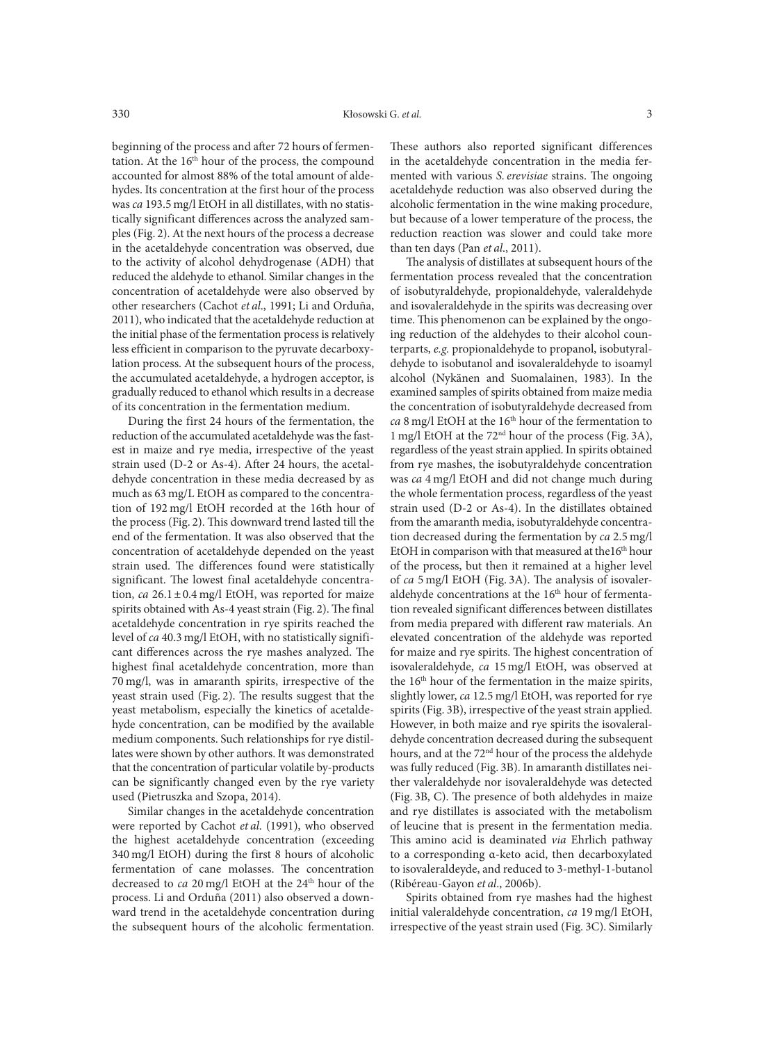beginning of the process and after 72 hours of fermentation. At the 16th hour of the process, the compound accounted for almost 88% of the total amount of aldehydes. Its concentration at the first hour of the process was *ca* 193.5 mg/l EtOH in all distillates, with no statistically significant differences across the analyzed samples (Fig. 2). At the next hours of the process a decrease in the acetaldehyde concentration was observed, due to the activity of alcohol dehydrogenase (ADH) that reduced the aldehyde to ethanol. Similar changes in the concentration of acetaldehyde were also observed by other researchers (Cachot *et al*., 1991; Li and Orduña, 2011), who indicated that the acetaldehyde reduction at the initial phase of the fermentation process is relatively less efficient in comparison to the pyruvate decarboxylation process. At the subsequent hours of the process, the accumulated acetaldehyde, a hydrogen acceptor, is gradually reduced to ethanol which results in a decrease of its concentration in the fermentation medium.

During the first 24 hours of the fermentation, the reduction of the accumulated acetaldehyde was the fastest in maize and rye media, irrespective of the yeast strain used (D-2 or As-4). After 24 hours, the acetaldehyde concentration in these media decreased by as much as 63 mg/L EtOH as compared to the concentration of 192 mg/l EtOH recorded at the 16th hour of the process (Fig. 2). This downward trend lasted till the end of the fermentation. It was also observed that the concentration of acetaldehyde depended on the yeast strain used. The differences found were statistically significant. The lowest final acetaldehyde concentration, *ca* 26.1 ± 0.4 mg/l EtOH, was reported for maize spirits obtained with As-4 yeast strain (Fig. 2). The final acetaldehyde concentration in rye spirits reached the level of *ca* 40.3 mg/l EtOH, with no statistically significant differences across the rye mashes analyzed. The highest final acetaldehyde concentration, more than 70 mg/l, was in amaranth spirits, irrespective of the yeast strain used (Fig. 2). The results suggest that the yeast metabolism, especially the kinetics of acetaldehyde concentration, can be modified by the available medium components. Such relationships for rye distillates were shown by other authors. It was demonstrated that the concentration of particular volatile by-products can be significantly changed even by the rye variety used (Pietruszka and Szopa, 2014).

Similar changes in the acetaldehyde concentration were reported by Cachot *et al*. (1991), who observed the highest acetaldehyde concentration (exceeding 340 mg/l EtOH) during the first 8 hours of alcoholic fermentation of cane molasses. The concentration decreased to *ca* 20 mg/l EtOH at the 24th hour of the process. Li and Orduña (2011) also observed a downward trend in the acetaldehyde concentration during the subsequent hours of the alcoholic fermentation. These authors also reported significant differences in the acetaldehyde concentration in the media fermented with various *S. erevisiae* strains. The ongoing acetaldehyde reduction was also observed during the alcoholic fermentation in the wine making procedure, but because of a lower temperature of the process, the reduction reaction was slower and could take more than ten days (Pan *et al*., 2011).

The analysis of distillates at subsequent hours of the fermentation process revealed that the concentration of isobutyraldehyde, propionaldehyde, valeraldehyde and isovaleraldehyde in the spirits was decreasing over time. This phenomenon can be explained by the ongoing reduction of the aldehydes to their alcohol counterparts, *e.g.* propionaldehyde to propanol, isobutyraldehyde to isobutanol and isovaleraldehyde to isoamyl alcohol (Nykänen and Suomalainen, 1983). In the examined samples of spirits obtained from maize media the concentration of isobutyraldehyde decreased from *ca* 8 mg/l EtOH at the 16th hour of the fermentation to 1 mg/l EtOH at the 72nd hour of the process (Fig. 3A), regardless of the yeast strain applied. In spirits obtained from rye mashes, the isobutyraldehyde concentration was *ca* 4 mg/l EtOH and did not change much during the whole fermentation process, regardless of the yeast strain used (D-2 or As-4). In the distillates obtained from the amaranth media, isobutyraldehyde concentration decreased during the fermentation by *ca* 2.5 mg/l EtOH in comparison with that measured at the16th hour of the process, but then it remained at a higher level of *ca* 5 mg/l EtOH (Fig. 3A). The analysis of isovaleraldehyde concentrations at the 16th hour of fermentation revealed significant differences between distillates from media prepared with different raw materials. An elevated concentration of the aldehyde was reported for maize and rye spirits. The highest concentration of isovaleraldehyde, *ca* 15 mg/l EtOH, was observed at the 16th hour of the fermentation in the maize spirits, slightly lower, *ca* 12.5 mg/l EtOH, was reported for rye spirits (Fig. 3B), irrespective of the yeast strain applied. However, in both maize and rye spirits the isovaleraldehyde concentration decreased during the subsequent hours, and at the 72nd hour of the process the aldehyde was fully reduced (Fig. 3B). In amaranth distillates neither valeraldehyde nor isovaleraldehyde was detected (Fig. 3B, C). The presence of both aldehydes in maize and rye distillates is associated with the metabolism of leucine that is present in the fermentation media. This amino acid is deaminated *via* Ehrlich pathway to a corresponding α-keto acid, then decarboxylated to isovaleraldeyde, and reduced to 3-methyl-1-butanol (Ribéreau-Gayon *et al*., 2006b).

Spirits obtained from rye mashes had the highest initial valeraldehyde concentration, *ca* 19 mg/l EtOH, irrespective of the yeast strain used (Fig. 3C). Similarly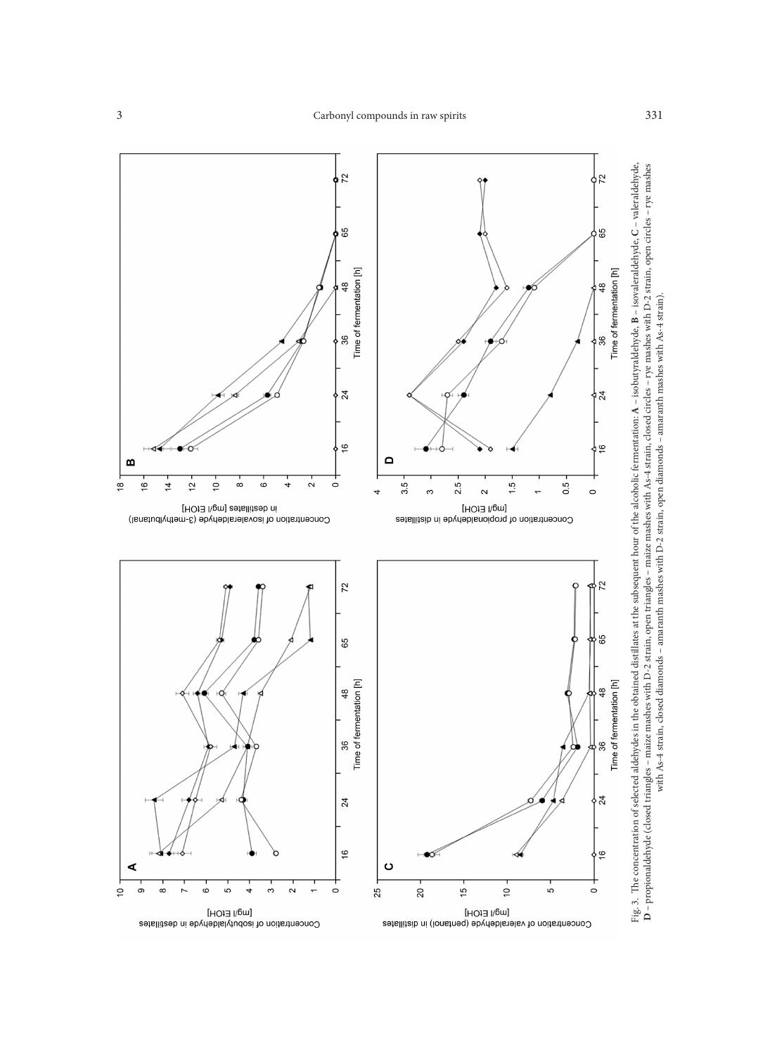Fig. 3. The concentration of selected aldehydes in the obtained distillates at the subsequent hour of the alcoholic fermentation: **A** – isobutyraldehyde, **B** – isovaleraldehyde, **C** – valeraldehyde, **D** – propionaldehyde (closed triangles – maize mashes with D-2 strain, open triangles – maize mashes with As-4 strain, closed circles – rye mashes with D-2 strain, open circles – rye mashes with As-4 strain, closed diamonds – amaranth mashes with D-2 strain, open diamonds – amaranth mashes with As-4 strain).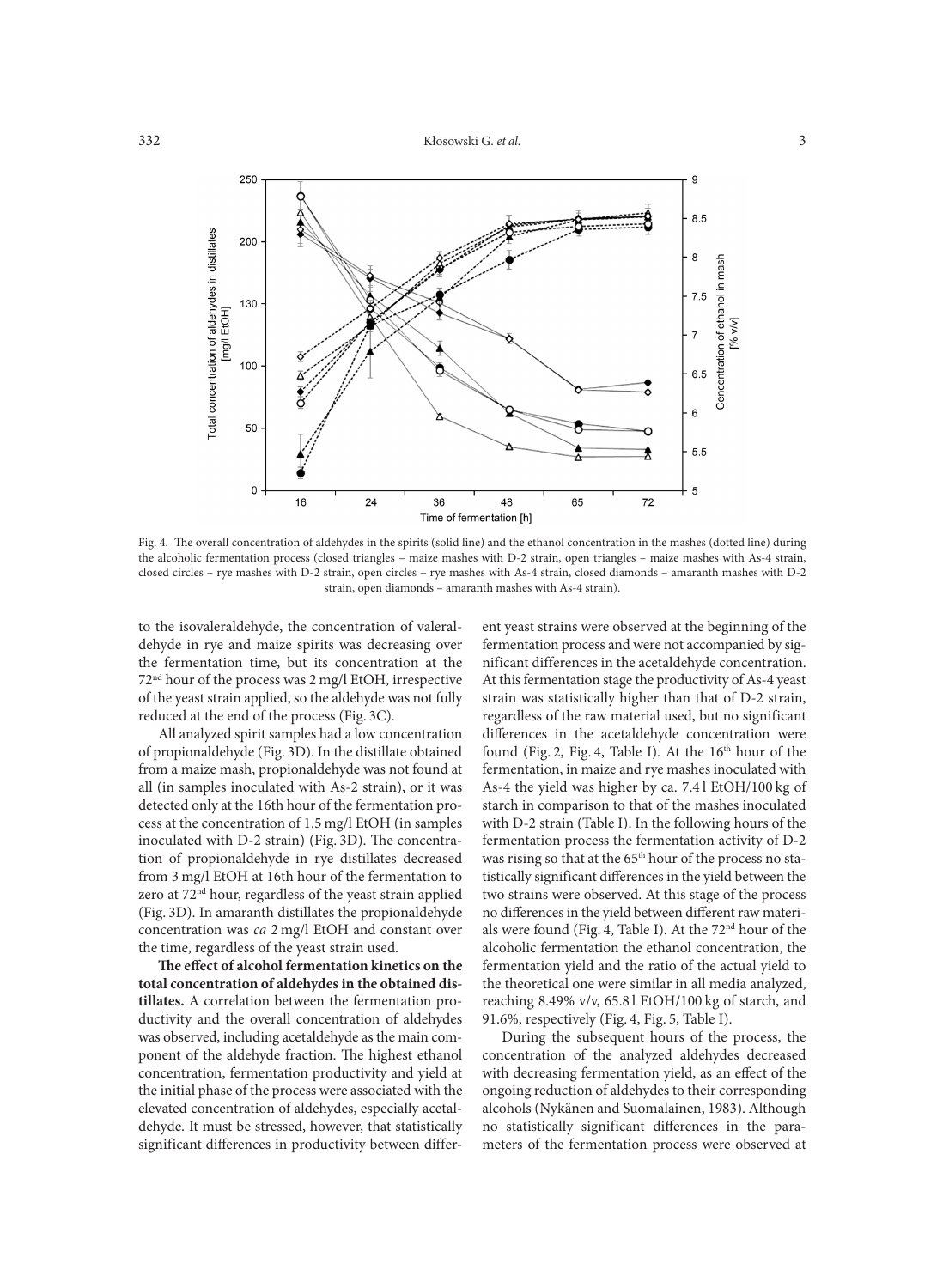Fig. 4. The overall concentration of aldehydes in the spirits (solid line) and the ethanol concentration in the mashes (dotted line) during the alcoholic fermentation process (closed triangles – maize mashes with D-2 strain, open triangles – maize mashes with As-4 strain, closed circles – rye mashes with D-2 strain, open circles – rye mashes with As-4 strain, closed diamonds – amaranth mashes with D-2 strain, open diamonds – amaranth mashes with As-4 strain).

to the isovaleraldehyde, the concentration of valeraldehyde in rye and maize spirits was decreasing over the fermentation time, but its concentration at the 72[nd] hour of the process was 2 mg/l EtOH, irrespective of the yeast strain applied, so the aldehyde was not fully reduced at the end of the process (Fig. 3C).

All analyzed spirit samples had a low concentration of propionaldehyde (Fig. 3D). In the distillate obtained from a maize mash, propionaldehyde was not found at all (in samples inoculated with As-2 strain), or it was detected only at the 16th hour of the fermentation process at the concentration of 1.5 mg/l EtOH (in samples inoculated with D-2 strain) (Fig. 3D). The concentration of propionaldehyde in rye distillates decreased from 3 mg/l EtOH at 16th hour of the fermentation to zero at 72[nd] hour, regardless of the yeast strain applied (Fig. 3D). In amaranth distillates the propionaldehyde concentration was *ca* 2 mg/l EtOH and constant over the time, regardless of the yeast strain used.

**The effect of alcohol fermentation kinetics on the total concentration of aldehydes in the obtained distillates.** A correlation between the fermentation productivity and the overall concentration of aldehydes was observed, including acetaldehyde as the main component of the aldehyde fraction. The highest ethanol concentration, fermentation productivity and yield at the initial phase of the process were associated with the elevated concentration of aldehydes, especially acetaldehyde. It must be stressed, however, that statistically significant differences in productivity between different yeast strains were observed at the beginning of the fermentation process and were not accompanied by significant differences in the acetaldehyde concentration. At this fermentation stage the productivity of As-4 yeast strain was statistically higher than that of D-2 strain, regardless of the raw material used, but no significant differences in the acetaldehyde concentration were found (Fig. 2, Fig. 4, Table I). At the 16[th] hour of the fermentation, in maize and rye mashes inoculated with As-4 the yield was higher by ca. 7.4 l EtOH/100 kg of starch in comparison to that of the mashes inoculated with D-2 strain (Table I). In the following hours of the fermentation process the fermentation activity of D-2 was rising so that at the 65[th] hour of the process no statistically significant differences in the yield between the two strains were observed. At this stage of the process no differences in the yield between different raw materials were found (Fig. 4, Table I). At the 72[nd] hour of the alcoholic fermentation the ethanol concentration, the fermentation yield and the ratio of the actual yield to the theoretical one were similar in all media analyzed, reaching 8.49% v/v, 65.8 l EtOH/100 kg of starch, and 91.6%, respectively (Fig. 4, Fig. 5, Table I).

During the subsequent hours of the process, the concentration of the analyzed aldehydes decreased with decreasing fermentation yield, as an effect of the ongoing reduction of aldehydes to their corresponding alcohols (Nykänen and Suomalainen, 1983). Although no statistically significant differences in the parameters of the fermentation process were observed at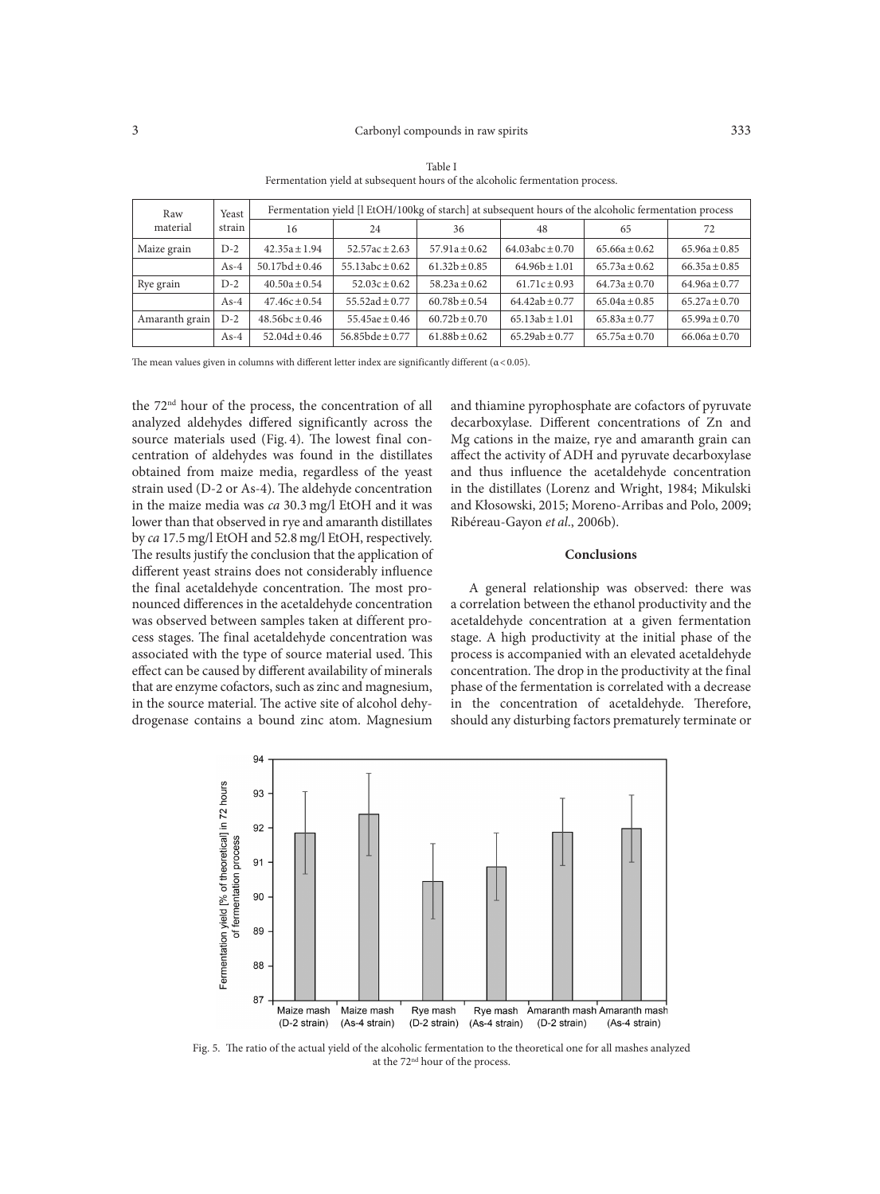Table I
Fermentation yield at subsequent hours of the alcoholic fermentation process.

| Raw material | Yeast strain | Fermentation yield [l EtOH/100kg of starch] at subsequent hours of the alcoholic fermentation process | | | | | |
|---|---|---|---|---|---|---|---|
| | | 16 | 24 | 36 | 48 | 65 | 72 |
| Maize grain | D-2 | 42.35a ± 1.94 | 52.57ac ± 2.63 | 57.91a ± 0.62 | 64.03abc ± 0.70 | 65.66a ± 0.62 | 65.96a ± 0.85 |
| | As-4 | 50.17bd ± 0.46 | 55.13abc ± 0.62 | 61.32b ± 0.85 | 64.96b ± 1.01 | 65.73a ± 0.62 | 66.35a ± 0.85 |
| Rye grain | D-2 | 40.50a ± 0.54 | 52.03c ± 0.62 | 58.23a ± 0.62 | 61.71c ± 0.93 | 64.73a ± 0.70 | 64.96a ± 0.77 |
| | As-4 | 47.46c ± 0.54 | 55.52ad ± 0.77 | 60.78b ± 0.54 | 64.42ab ± 0.77 | 65.04a ± 0.85 | 65.27a ± 0.70 |
| Amaranth grain | D-2 | 48.56bc ± 0.46 | 55.45ae ± 0.46 | 60.72b ± 0.70 | 65.13ab ± 1.01 | 65.83a ± 0.77 | 65.99a ± 0.70 |
| | As-4 | 52.04d ± 0.46 | 56.85bde ± 0.77 | 61.88b ± 0.62 | 65.29ab ± 0.77 | 65.75a ± 0.70 | 66.06a ± 0.70 |

The mean values given in columns with different letter index are significantly different ($\alpha < 0.05$).

the 72nd hour of the process, the concentration of all analyzed aldehydes differed significantly across the source materials used (Fig. 4). The lowest final concentration of aldehydes was found in the distillates obtained from maize media, regardless of the yeast strain used (D-2 or As-4). The aldehyde concentration in the maize media was *ca* 30.3 mg/l EtOH and it was lower than that observed in rye and amaranth distillates by *ca* 17.5 mg/l EtOH and 52.8 mg/l EtOH, respectively. The results justify the conclusion that the application of different yeast strains does not considerably influence the final acetaldehyde concentration. The most pronounced differences in the acetaldehyde concentration was observed between samples taken at different process stages. The final acetaldehyde concentration was associated with the type of source material used. This effect can be caused by different availability of minerals that are enzyme cofactors, such as zinc and magnesium, in the source material. The active site of alcohol dehydrogenase contains a bound zinc atom. Magnesium and thiamine pyrophosphate are cofactors of pyruvate decarboxylase. Different concentrations of Zn and Mg cations in the maize, rye and amaranth grain can affect the activity of ADH and pyruvate decarboxylase and thus influence the acetaldehyde concentration in the distillates (Lorenz and Wright, 1984; Mikulski and Kłosowski, 2015; Moreno-Arribas and Polo, 2009; Ribéreau-Gayon *et al*., 2006b).

## Conclusions

A general relationship was observed: there was a correlation between the ethanol productivity and the acetaldehyde concentration at a given fermentation stage. A high productivity at the initial phase of the process is accompanied with an elevated acetaldehyde concentration. The drop in the productivity at the final phase of the fermentation is correlated with a decrease in the concentration of acetaldehyde. Therefore, should any disturbing factors prematurely terminate or

Fig. 5. The ratio of the actual yield of the alcoholic fermentation to the theoretical one for all mashes analyzed at the 72nd hour of the process.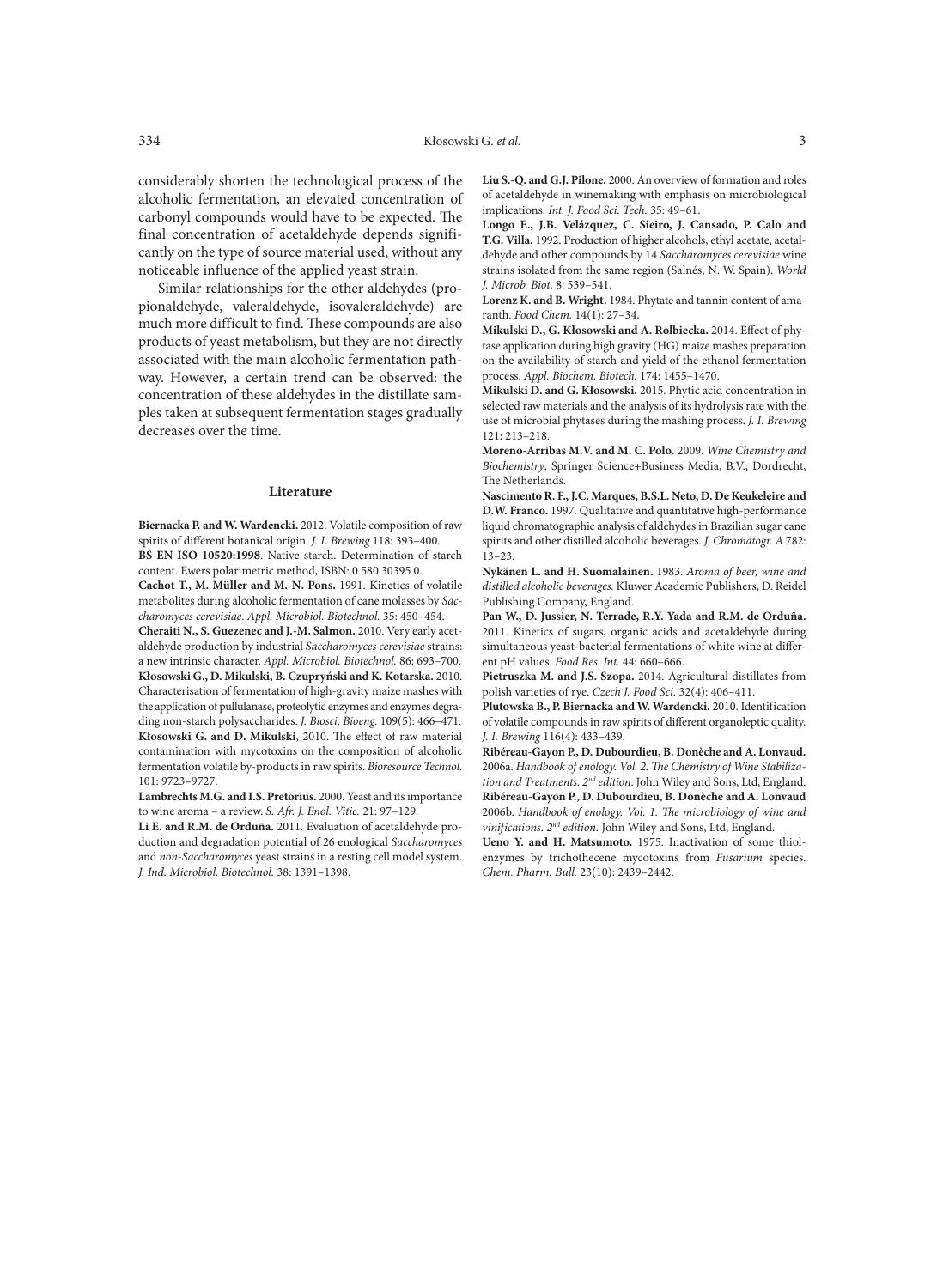considerably shorten the technological process of the alcoholic fermentation, an elevated concentration of carbonyl compounds would have to be expected. The final concentration of acetaldehyde depends significantly on the type of source material used, without any noticeable influence of the applied yeast strain.

Similar relationships for the other aldehydes (propionaldehyde, valeraldehyde, isovaleraldehyde) are much more difficult to find. These compounds are also products of yeast metabolism, but they are not directly associated with the main alcoholic fermentation pathway. However, a certain trend can be observed: the concentration of these aldehydes in the distillate samples taken at subsequent fermentation stages gradually decreases over the time.

## Literature

**Biernacka P. and W. Wardencki.** 2012. Volatile composition of raw spirits of different botanical origin. *J. I. Brewing* 118: 393–400.

**BS EN ISO 10520:1998**. Native starch. Determination of starch content. Ewers polarimetric method, ISBN: 0 580 30395 0.

**Cachot T., M. Müller and M.-N. Pons.** 1991. Kinetics of volatile metabolites during alcoholic fermentation of cane molasses by *Saccharomyces cerevisiae*. *Appl. Microbiol. Biotechnol.* 35: 450–454.

**Cheraiti N., S. Guezenec and J.-M. Salmon.** 2010. Very early acetaldehyde production by industrial *Saccharomyces cerevisiae* strains: a new intrinsic character. *Appl. Microbiol. Biotechnol.* 86: 693–700.

**Kłosowski G., D. Mikulski, B. Czupryński and K. Kotarska.** 2010. Characterisation of fermentation of high-gravity maize mashes with the application of pullulanase, proteolytic enzymes and enzymes degrading non-starch polysaccharides. *J. Biosci. Bioeng.* 109(5): 466–471.

**Kłosowski G. and D. Mikulski**, 2010. The effect of raw material contamination with mycotoxins on the composition of alcoholic fermentation volatile by-products in raw spirits. *Bioresource Technol.* 101: 9723–9727.

**Lambrechts M.G. and I.S. Pretorius.** 2000. Yeast and its importance to wine aroma – a review. *S. Afr. J. Enol. Vitic.* 21: 97–129.

**Li E. and R.M. de Orduña.** 2011. Evaluation of acetaldehyde production and degradation potential of 26 enological *Saccharomyces* and *non-Saccharomyces* yeast strains in a resting cell model system. *J. Ind. Microbiol. Biotechnol.* 38: 1391–1398.

**Liu S.-Q. and G.J. Pilone.** 2000. An overview of formation and roles of acetaldehyde in winemaking with emphasis on microbiological implications. *Int. J. Food Sci. Tech.* 35: 49–61.

**Longo E., J.B. Velázquez, C. Sieiro, J. Cansado, P. Calo and T.G. Villa.** 1992. Production of higher alcohols, ethyl acetate, acetaldehyde and other compounds by 14 *Saccharomyces cerevisiae* wine strains isolated from the same region (Salnés, N. W. Spain). *World J. Microb. Biot.* 8: 539–541.

**Lorenz K. and B. Wright.** 1984. Phytate and tannin content of amaranth. *Food Chem.* 14(1): 27–34.

**Mikulski D., G. Kłosowski and A. Rolbiecka.** 2014. Effect of phytase application during high gravity (HG) maize mashes preparation on the availability of starch and yield of the ethanol fermentation process. *Appl. Biochem. Biotech.* 174: 1455–1470.

**Mikulski D. and G. Kłosowski.** 2015. Phytic acid concentration in selected raw materials and the analysis of its hydrolysis rate with the use of microbial phytases during the mashing process. *J. I. Brewing* 121: 213–218.

**Moreno-Arribas M.V. and M. C. Polo.** 2009. *Wine Chemistry and Biochemistry*. Springer Science+Business Media, B.V., Dordrecht, The Netherlands.

**Nascimento R. F., J.C. Marques, B.S.L. Neto, D. De Keukeleire and D.W. Franco.** 1997. Qualitative and quantitative high-performance liquid chromatographic analysis of aldehydes in Brazilian sugar cane spirits and other distilled alcoholic beverages. *J. Chromatogr. A* 782: 13–23.

**Nykänen L. and H. Suomalainen.** 1983. *Aroma of beer, wine and distilled alcoholic beverages.* Kluwer Academic Publishers, D. Reidel Publishing Company, England.

**Pan W., D. Jussier, N. Terrade, R.Y. Yada and R.M. de Orduña.** 2011. Kinetics of sugars, organic acids and acetaldehyde during simultaneous yeast-bacterial fermentations of white wine at different pH values. *Food Res. Int.* 44: 660–666.

**Pietruszka M. and J.S. Szopa.** 2014. Agricultural distillates from polish varieties of rye. *Czech J. Food Sci.* 32(4): 406–411.

**Plutowska B., P. Biernacka and W. Wardencki.** 2010. Identification of volatile compounds in raw spirits of different organoleptic quality. *J. I. Brewing* 116(4): 433–439.

**Ribéreau-Gayon P., D. Dubourdieu, B. Donèche and A. Lonvaud.** 2006a. *Handbook of enology. Vol. 2. The Chemistry of Wine Stabilization and Treatments. 2nd edition*. John Wiley and Sons, Ltd, England.

**Ribéreau-Gayon P., D. Dubourdieu, B. Donèche and A. Lonvaud** 2006b. *Handbook of enology. Vol. 1. The microbiology of wine and vinifications. 2nd edition.* John Wiley and Sons, Ltd, England.

**Ueno Y. and H. Matsumoto.** 1975. Inactivation of some thiol-enzymes by trichothecene mycotoxins from *Fusarium* species. *Chem. Pharm. Bull.* 23(10): 2439–2442.